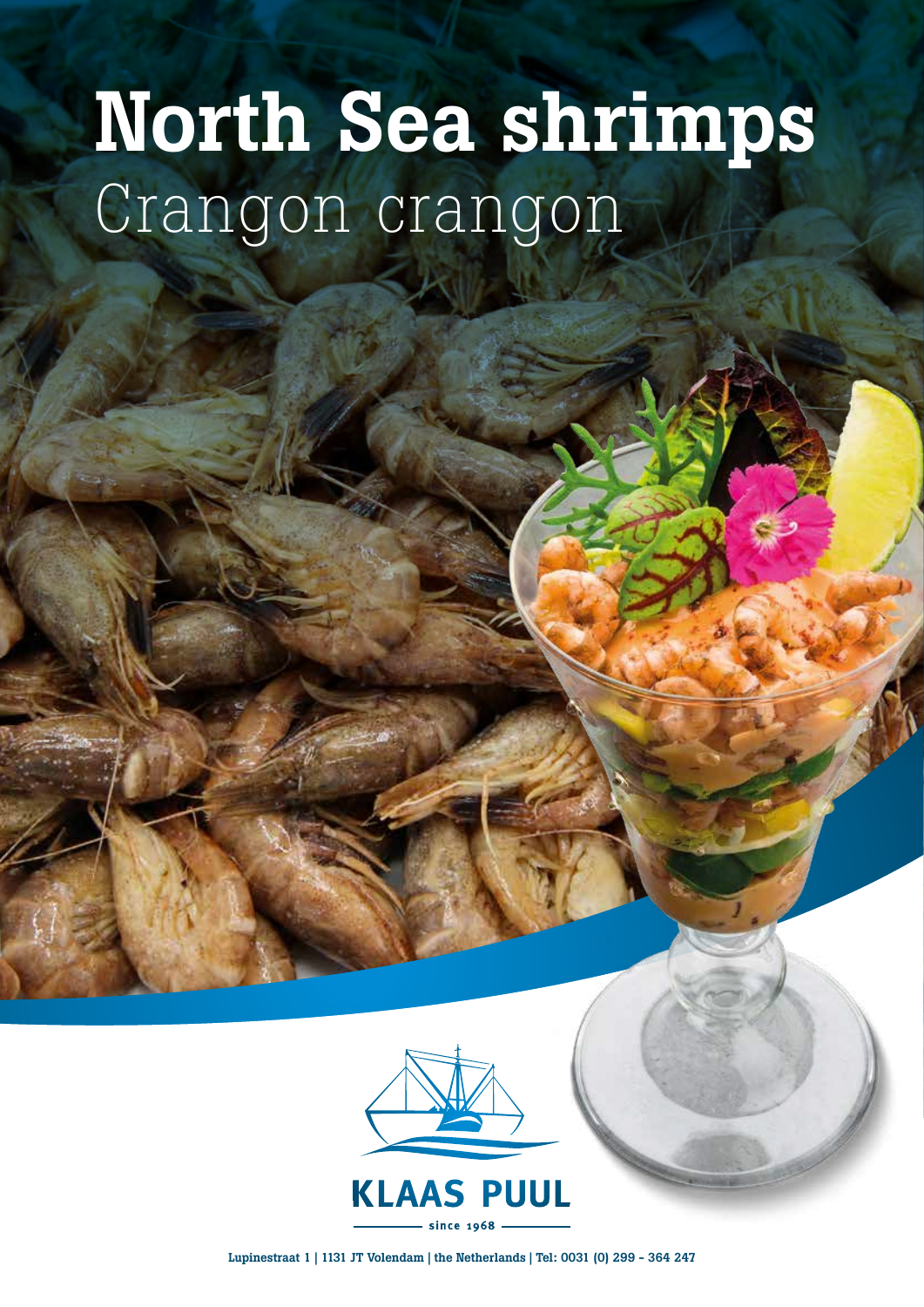# North Sea shrimps

## Crangon crangon

KLAAS PUUL

since 1968

Lupinestraat 1 | 1131 JT Volendam | the Netherlands | Tel: 0031 (0) 299 - 364 247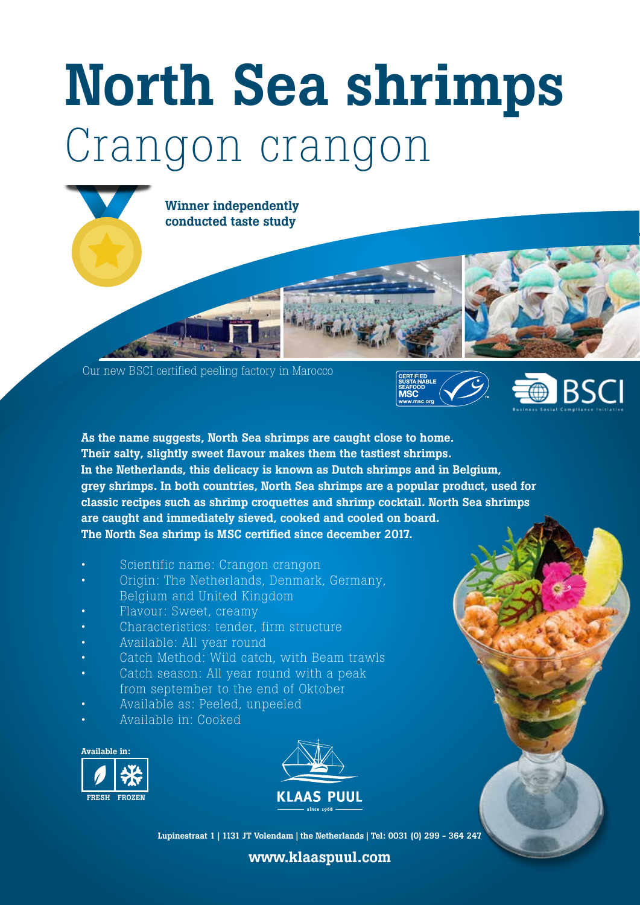# North Sea shrimps

## Crangon crangon

**Winner independently conducted taste study**

Our new BSCI certified peeling factory in Marocco

CERTIFIED SUSTAINABLE SEAFOOD MSC www.msc.org

BSCI Business Social Compliance Initiative

**As the name suggests, North Sea shrimps are caught close to home. Their salty, slightly sweet flavour makes them the tastiest shrimps. In the Netherlands, this delicacy is known as Dutch shrimps and in Belgium, grey shrimps. In both countries, North Sea shrimps are a popular product, used for classic recipes such as shrimp croquettes and shrimp cocktail. North Sea shrimps are caught and immediately sieved, cooked and cooled on board. The North Sea shrimp is MSC certified since december 2017.**

- Scientific name: Crangon crangon
- Origin: The Netherlands, Denmark, Germany, Belgium and United Kingdom
- Flavour: Sweet, creamy
- Characteristics: tender, firm structure
- Available: All year round
- Catch Method: Wild catch, with Beam trawls
- Catch season: All year round with a peak from september to the end of Oktober
- Available as: Peeled, unpeeled
- Available in: Cooked

**Available in:**

FRESH FROZEN

KLAAS PUUL since 1968

**Lupinestraat 1 | 1131 JT Volendam | the Netherlands | Tel: 0031 (0) 299 - 364 247**

**www.klaaspuul.com**